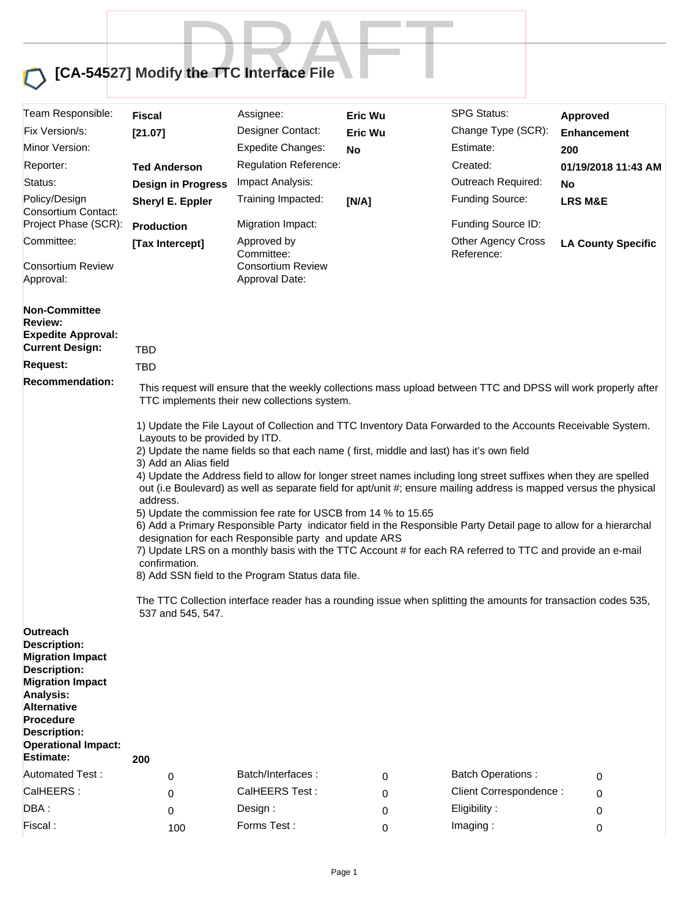# [CA-54527] Modify the TTC Interface File

DRAFT

| Team Responsible: | **Fiscal** | Assignee: | **Eric Wu** | SPG Status: | **Approved** |
|---|---|---|---|---|---|
| Fix Version/s: | **[21.07]** | Designer Contact: | **Eric Wu** | Change Type (SCR): | **Enhancement** |
| Minor Version: | | Expedite Changes: | **No** | Estimate: | **200** |
| Reporter: | **Ted Anderson** | Regulation Reference: | | Created: | **01/19/2018 11:43 AM** |
| Status: | **Design in Progress** | Impact Analysis: | | Outreach Required: | **No** |
| Policy/Design Consortium Contact: | **Sheryl E. Eppler** | Training Impacted: | **[N/A]** | Funding Source: | **LRS M&E** |
| Project Phase (SCR): | **Production** | Migration Impact: | | Funding Source ID: | |
| Committee: | **[Tax Intercept]** | Approved by Committee: | | Other Agency Cross Reference: | **LA County Specific** |
| Consortium Review Approval: | | Consortium Review Approval Date: | | | |

**Non-Committee Review:**

**Expedite Approval:**

**Current Design:** TBD

**Request:** TBD

**Recommendation:**

This request will ensure that the weekly collections mass upload between TTC and DPSS will work properly after TTC implements their new collections system.

1) Update the File Layout of Collection and TTC Inventory Data Forwarded to the Accounts Receivable System. Layouts to be provided by ITD.
2) Update the name fields so that each name ( first, middle and last) has it's own field
3) Add an Alias field
4) Update the Address field to allow for longer street names including long street suffixes when they are spelled out (i.e Boulevard) as well as separate field for apt/unit #; ensure mailing address is mapped versus the physical address.
5) Update the commission fee rate for USCB from 14 % to 15.65
6) Add a Primary Responsible Party indicator field in the Responsible Party Detail page to allow for a hierarchal designation for each Responsible party and update ARS
7) Update LRS on a monthly basis with the TTC Account # for each RA referred to TTC and provide an e-mail confirmation.
8) Add SSN field to the Program Status data file.

The TTC Collection interface reader has a rounding issue when splitting the amounts for transaction codes 535, 537 and 545, 547.

**Outreach Description:**

**Migration Impact Description:**

**Migration Impact Analysis:**

**Alternative Procedure Description:**

**Operational Impact:**

**Estimate:** 200

| | | | | | |
|---|---|---|---|---|---|
| Automated Test : | 0 | Batch/Interfaces : | 0 | Batch Operations : | 0 |
| CalHEERS : | 0 | CalHEERS Test : | 0 | Client Correspondence : | 0 |
| DBA : | 0 | Design : | 0 | Eligibility : | 0 |
| Fiscal : | 100 | Forms Test : | 0 | Imaging : | 0 |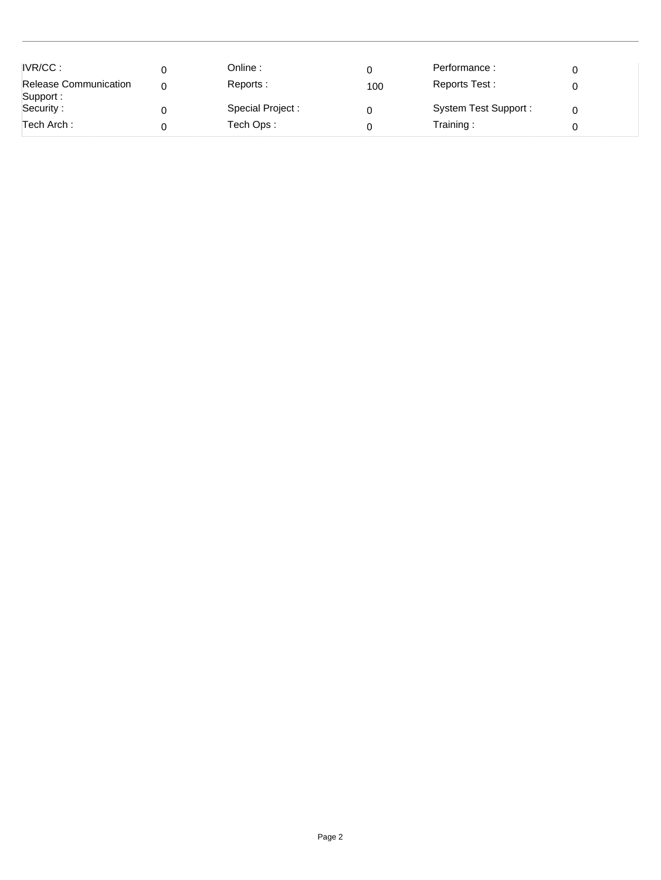| | | | | | |
|---|---|---|---|---|---|
| IVR/CC : | 0 | Online : | 0 | Performance : | 0 |
| Release Communication Support : | 0 | Reports : | 100 | Reports Test : | 0 |
| Security : | 0 | Special Project : | 0 | System Test Support : | 0 |
| Tech Arch : | 0 | Tech Ops : | 0 | Training : | 0 |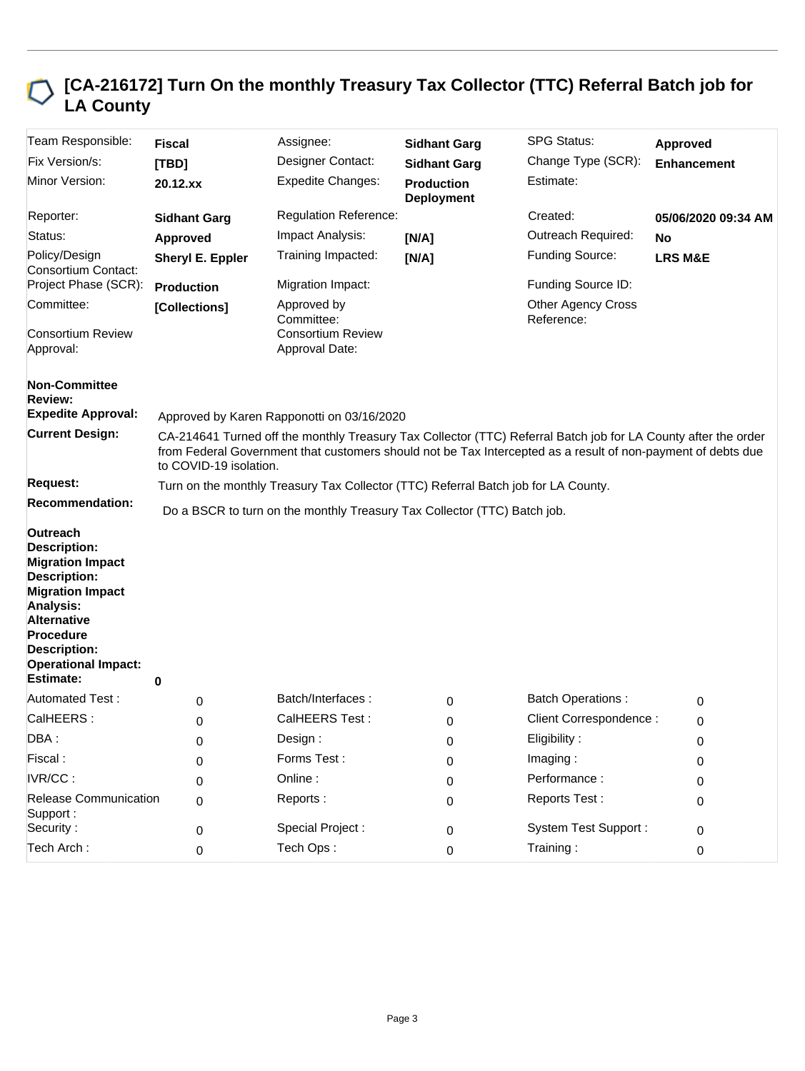## [CA-216172] Turn On the monthly Treasury Tax Collector (TTC) Referral Batch job for LA County

| Team Responsible: | **Fiscal** | Assignee: | **Sidhant Garg** | SPG Status: | **Approved** |
|---|---|---|---|---|---|
| Fix Version/s: | **[TBD]** | Designer Contact: | **Sidhant Garg** | Change Type (SCR): | **Enhancement** |
| Minor Version: | **20.12.xx** | Expedite Changes: | **Production Deployment** | Estimate: | |
| Reporter: | **Sidhant Garg** | Regulation Reference: | | Created: | **05/06/2020 09:34 AM** |
| Status: | **Approved** | Impact Analysis: | **[N/A]** | Outreach Required: | **No** |
| Policy/Design Consortium Contact: | **Sheryl E. Eppler** | Training Impacted: | **[N/A]** | Funding Source: | **LRS M&E** |
| Project Phase (SCR): | **Production** | Migration Impact: | | Funding Source ID: | |
| Committee: | **[Collections]** | Approved by Committee: | | Other Agency Cross Reference: | |
| Consortium Review Approval: | | Consortium Review Approval Date: | | | |

**Non-Committee Review:**

**Expedite Approval:** Approved by Karen Rapponotti on 03/16/2020

**Current Design:** CA-214641 Turned off the monthly Treasury Tax Collector (TTC) Referral Batch job for LA County after the order from Federal Government that customers should not be Tax Intercepted as a result of non-payment of debts due to COVID-19 isolation.

**Request:** Turn on the monthly Treasury Tax Collector (TTC) Referral Batch job for LA County.

**Recommendation:** Do a BSCR to turn on the monthly Treasury Tax Collector (TTC) Batch job.

**Outreach Description:**

**Migration Impact Description:**

**Migration Impact Analysis:**

**Alternative Procedure Description:**

**Operational Impact:**

**Estimate:** 0

| | | | | | |
|---|---|---|---|---|---|
| Automated Test : | 0 | Batch/Interfaces : | 0 | Batch Operations : | 0 |
| CalHEERS : | 0 | CalHEERS Test : | 0 | Client Correspondence : | 0 |
| DBA : | 0 | Design : | 0 | Eligibility : | 0 |
| Fiscal : | 0 | Forms Test : | 0 | Imaging : | 0 |
| IVR/CC : | 0 | Online : | 0 | Performance : | 0 |
| Release Communication Support : | 0 | Reports : | 0 | Reports Test : | 0 |
| Security : | 0 | Special Project : | 0 | System Test Support : | 0 |
| Tech Arch : | 0 | Tech Ops : | 0 | Training : | 0 |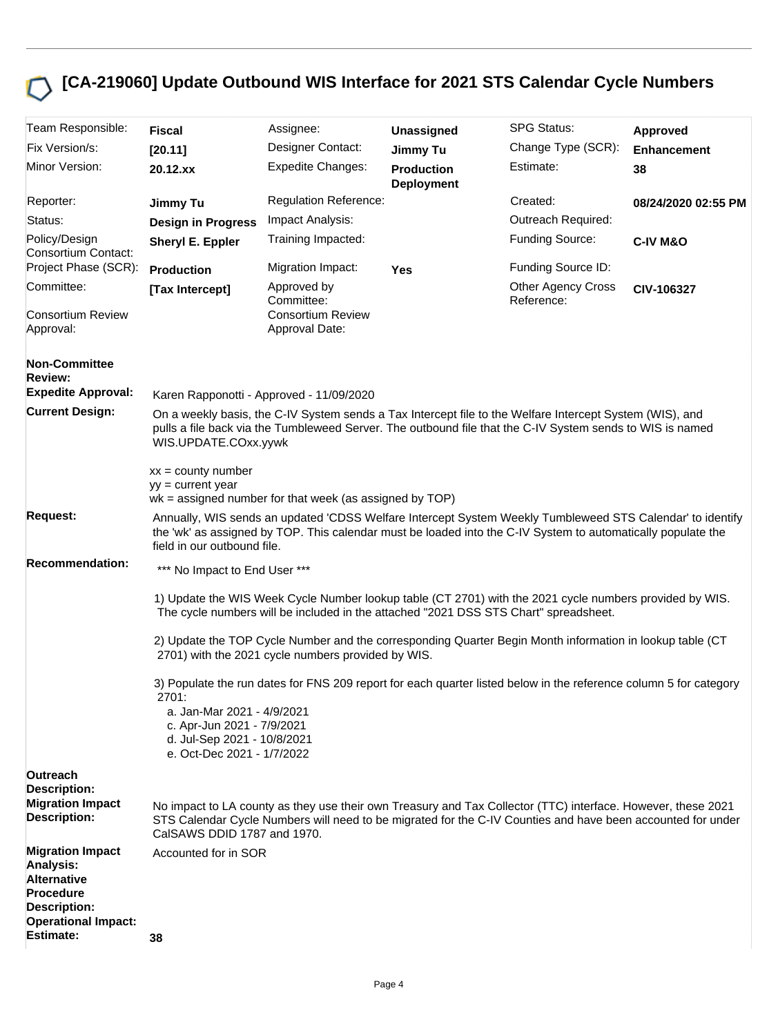# [CA-219060] Update Outbound WIS Interface for 2021 STS Calendar Cycle Numbers

| | | | | | |
|---|---|---|---|---|---|
| Team Responsible: | **Fiscal** | Assignee: | **Unassigned** | SPG Status: | **Approved** |
| Fix Version/s: | **[20.11]** | Designer Contact: | **Jimmy Tu** | Change Type (SCR): | **Enhancement** |
| Minor Version: | **20.12.xx** | Expedite Changes: | **Production Deployment** | Estimate: | **38** |
| Reporter: | **Jimmy Tu** | Regulation Reference: | | Created: | **08/24/2020 02:55 PM** |
| Status: | **Design in Progress** | Impact Analysis: | | Outreach Required: | |
| Policy/Design Consortium Contact: | **Sheryl E. Eppler** | Training Impacted: | | Funding Source: | **C-IV M&O** |
| Project Phase (SCR): | **Production** | Migration Impact: | **Yes** | Funding Source ID: | |
| Committee: | **[Tax Intercept]** | Approved by Committee: | | Other Agency Cross Reference: | **CIV-106327** |
| Consortium Review Approval: | | Consortium Review Approval Date: | | | |

**Non-Committee Review:**

**Expedite Approval:** Karen Rapponotti - Approved - 11/09/2020

**Current Design:** On a weekly basis, the C-IV System sends a Tax Intercept file to the Welfare Intercept System (WIS), and pulls a file back via the Tumbleweed Server. The outbound file that the C-IV System sends to WIS is named WIS.UPDATE.COxx.yywk

xx = county number
yy = current year
wk = assigned number for that week (as assigned by TOP)

**Request:** Annually, WIS sends an updated 'CDSS Welfare Intercept System Weekly Tumbleweed STS Calendar' to identify the 'wk' as assigned by TOP. This calendar must be loaded into the C-IV System to automatically populate the field in our outbound file.

**Recommendation:** *** No Impact to End User ***

1) Update the WIS Week Cycle Number lookup table (CT 2701) with the 2021 cycle numbers provided by WIS. The cycle numbers will be included in the attached "2021 DSS STS Chart" spreadsheet.

2) Update the TOP Cycle Number and the corresponding Quarter Begin Month information in lookup table (CT 2701) with the 2021 cycle numbers provided by WIS.

3) Populate the run dates for FNS 209 report for each quarter listed below in the reference column 5 for category 2701:
   a. Jan-Mar 2021 - 4/9/2021
   c. Apr-Jun 2021 - 7/9/2021
   d. Jul-Sep 2021 - 10/8/2021
   e. Oct-Dec 2021 - 1/7/2022

**Outreach Description:**

**Migration Impact Description:** No impact to LA county as they use their own Treasury and Tax Collector (TTC) interface. However, these 2021 STS Calendar Cycle Numbers will need to be migrated for the C-IV Counties and have been accounted for under CalSAWS DDID 1787 and 1970.

**Migration Impact Analysis:** Accounted for in SOR

**Alternative Procedure Description:**

**Operational Impact:**

**Estimate:** **38**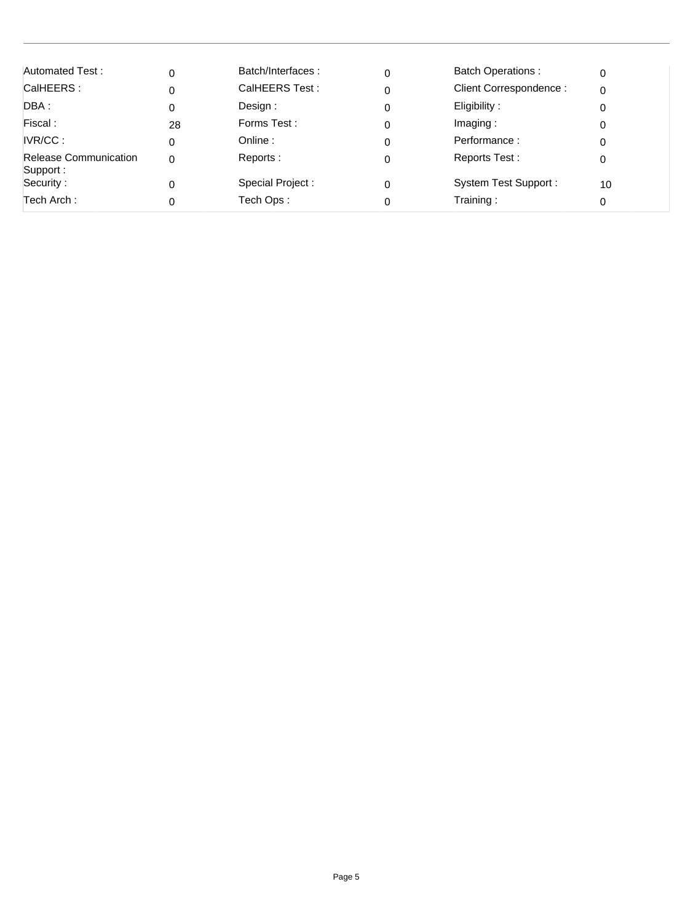| | | | | | |
|---|---|---|---|---|---|
| Automated Test : | 0 | Batch/Interfaces : | 0 | Batch Operations : | 0 |
| CalHEERS : | 0 | CalHEERS Test : | 0 | Client Correspondence : | 0 |
| DBA : | 0 | Design : | 0 | Eligibility : | 0 |
| Fiscal : | 28 | Forms Test : | 0 | Imaging : | 0 |
| IVR/CC : | 0 | Online : | 0 | Performance : | 0 |
| Release Communication Support : | 0 | Reports : | 0 | Reports Test : | 0 |
| Security : | 0 | Special Project : | 0 | System Test Support : | 10 |
| Tech Arch : | 0 | Tech Ops : | 0 | Training : | 0 |